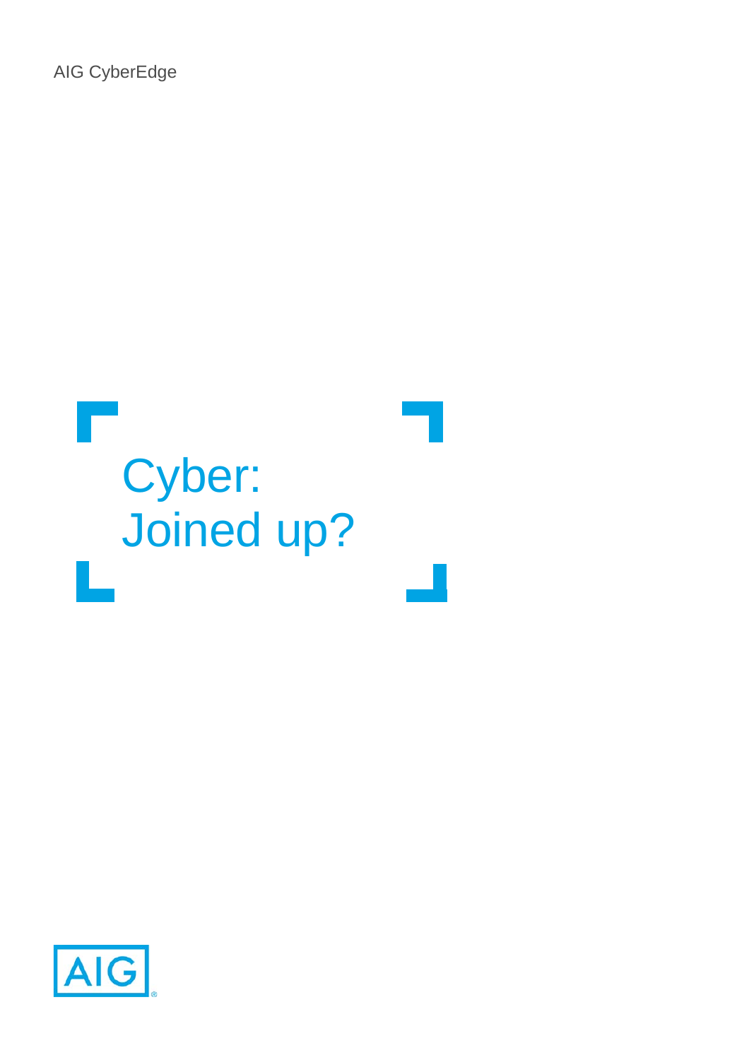AIG CyberEdge

# Cyber: Joined up?

AIG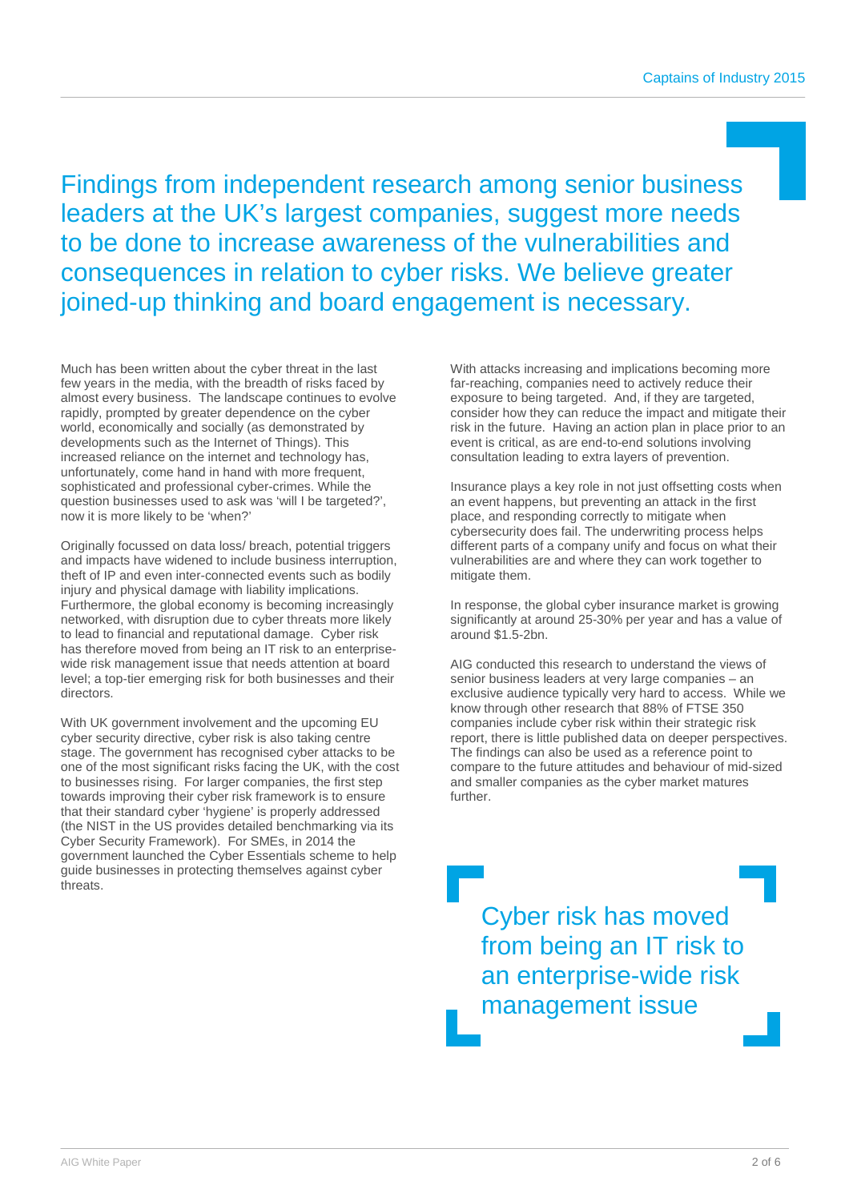## Findings from independent research among senior business leaders at the UK's largest companies, suggest more needs to be done to increase awareness of the vulnerabilities and consequences in relation to cyber risks. We believe greater joined-up thinking and board engagement is necessary.

Much has been written about the cyber threat in the last few years in the media, with the breadth of risks faced by almost every business. The landscape continues to evolve rapidly, prompted by greater dependence on the cyber world, economically and socially (as demonstrated by developments such as the Internet of Things). This increased reliance on the internet and technology has, unfortunately, come hand in hand with more frequent, sophisticated and professional cyber-crimes. While the question businesses used to ask was 'will I be targeted?', now it is more likely to be 'when?'

Originally focussed on data loss/ breach, potential triggers and impacts have widened to include business interruption, theft of IP and even inter-connected events such as bodily injury and physical damage with liability implications. Furthermore, the global economy is becoming increasingly networked, with disruption due to cyber threats more likely to lead to financial and reputational damage. Cyber risk has therefore moved from being an IT risk to an enterprise-wide risk management issue that needs attention at board level; a top-tier emerging risk for both businesses and their directors.

With UK government involvement and the upcoming EU cyber security directive, cyber risk is also taking centre stage. The government has recognised cyber attacks to be one of the most significant risks facing the UK, with the cost to businesses rising. For larger companies, the first step towards improving their cyber risk framework is to ensure that their standard cyber 'hygiene' is properly addressed (the NIST in the US provides detailed benchmarking via its Cyber Security Framework). For SMEs, in 2014 the government launched the Cyber Essentials scheme to help guide businesses in protecting themselves against cyber threats.

With attacks increasing and implications becoming more far-reaching, companies need to actively reduce their exposure to being targeted. And, if they are targeted, consider how they can reduce the impact and mitigate their risk in the future. Having an action plan in place prior to an event is critical, as are end-to-end solutions involving consultation leading to extra layers of prevention.

Insurance plays a key role in not just offsetting costs when an event happens, but preventing an attack in the first place, and responding correctly to mitigate when cybersecurity does fail. The underwriting process helps different parts of a company unify and focus on what their vulnerabilities are and where they can work together to mitigate them.

In response, the global cyber insurance market is growing significantly at around 25-30% per year and has a value of around $1.5-2bn.

AIG conducted this research to understand the views of senior business leaders at very large companies – an exclusive audience typically very hard to access. While we know through other research that 88% of FTSE 350 companies include cyber risk within their strategic risk report, there is little published data on deeper perspectives. The findings can also be used as a reference point to compare to the future attitudes and behaviour of mid-sized and smaller companies as the cyber market matures further.

> Cyber risk has moved from being an IT risk to an enterprise-wide risk management issue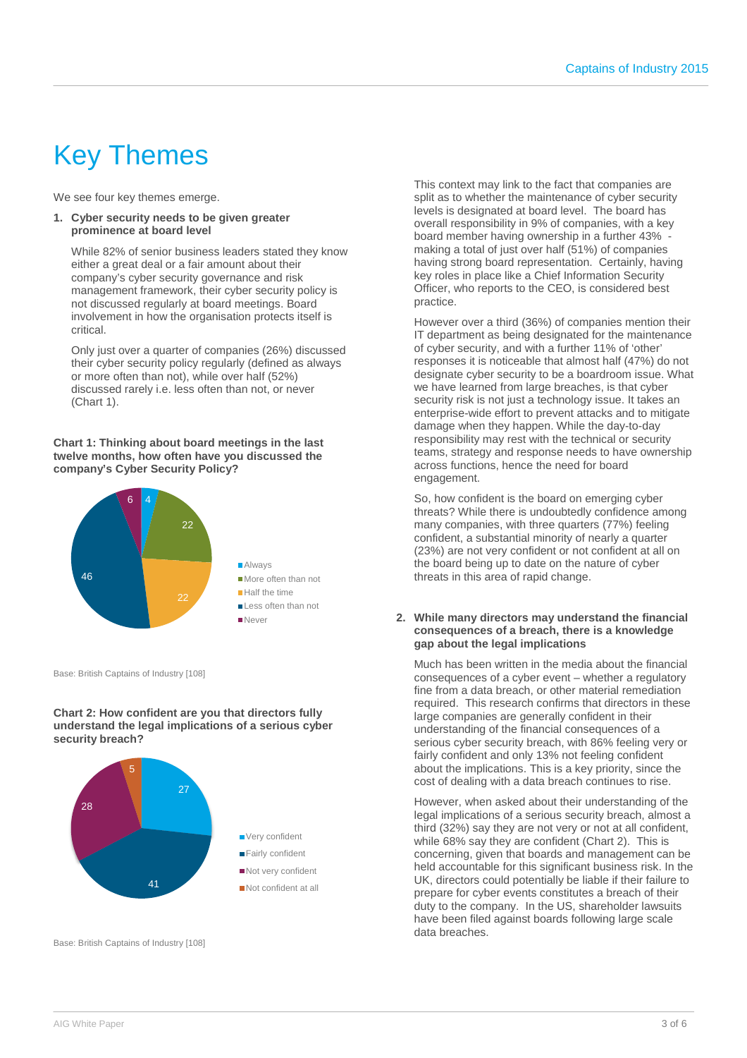# Key Themes

We see four key themes emerge.

1. **Cyber security needs to be given greater prominence at board level**

   While 82% of senior business leaders stated they know either a great deal or a fair amount about their company's cyber security governance and risk management framework, their cyber security policy is not discussed regularly at board meetings. Board involvement in how the organisation protects itself is critical.

   Only just over a quarter of companies (26%) discussed their cyber security policy regularly (defined as always or more often than not), while over half (52%) discussed rarely i.e. less often than not, or never (Chart 1).

**Chart 1: Thinking about board meetings in the last twelve months, how often have you discussed the company's Cyber Security Policy?**

| Response | % |
|---|---|
| Always | 4 |
| More often than not | 22 |
| Half the time | 22 |
| Less often than not | 46 |
| Never | 6 |

Base: British Captains of Industry [108]

**Chart 2: How confident are you that directors fully understand the legal implications of a serious cyber security breach?**

| Response | % |
|---|---|
| Very confident | 27 |
| Fairly confident | 41 |
| Not very confident | 28 |
| Not confident at all | 5 |

Base: British Captains of Industry [108]

This context may link to the fact that companies are split as to whether the maintenance of cyber security levels is designated at board level. The board has overall responsibility in 9% of companies, with a key board member having ownership in a further 43% - making a total of just over half (51%) of companies having strong board representation. Certainly, having key roles in place like a Chief Information Security Officer, who reports to the CEO, is considered best practice.

However over a third (36%) of companies mention their IT department as being designated for the maintenance of cyber security, and with a further 11% of 'other' responses it is noticeable that almost half (47%) do not designate cyber security to be a boardroom issue. What we have learned from large breaches, is that cyber security risk is not just a technology issue. It takes an enterprise-wide effort to prevent attacks and to mitigate damage when they happen. While the day-to-day responsibility may rest with the technical or security teams, strategy and response needs to have ownership across functions, hence the need for board engagement.

So, how confident is the board on emerging cyber threats? While there is undoubtedly confidence among many companies, with three quarters (77%) feeling confident, a substantial minority of nearly a quarter (23%) are not very confident or not confident at all on the board being up to date on the nature of cyber threats in this area of rapid change.

2. **While many directors may understand the financial consequences of a breach, there is a knowledge gap about the legal implications**

   Much has been written in the media about the financial consequences of a cyber event – whether a regulatory fine from a data breach, or other material remediation required. This research confirms that directors in these large companies are generally confident in their understanding of the financial consequences of a serious cyber security breach, with 86% feeling very or fairly confident and only 13% not feeling confident about the implications. This is a key priority, since the cost of dealing with a data breach continues to rise.

   However, when asked about their understanding of the legal implications of a serious security breach, almost a third (32%) say they are not very or not at all confident, while 68% say they are confident (Chart 2). This is concerning, given that boards and management can be held accountable for this significant business risk. In the UK, directors could potentially be liable if their failure to prepare for cyber events constitutes a breach of their duty to the company. In the US, shareholder lawsuits have been filed against boards following large scale data breaches.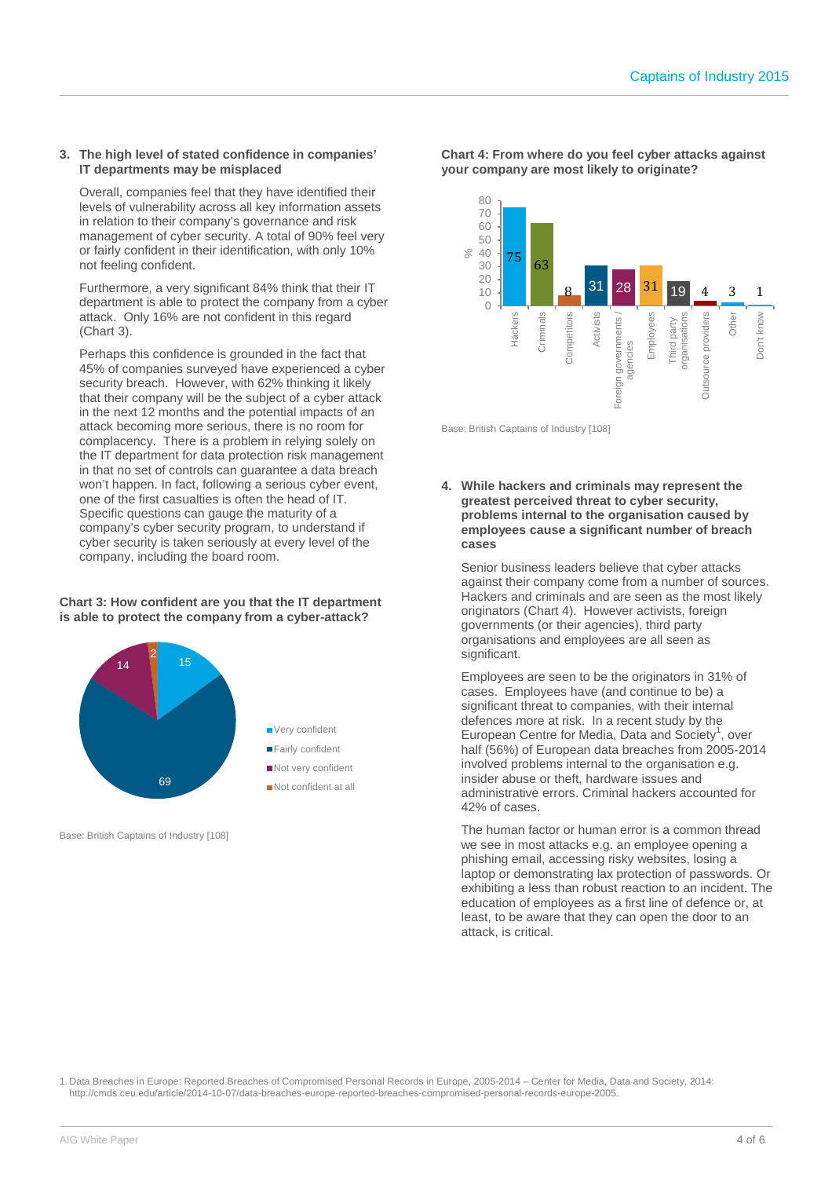### 3. The high level of stated confidence in companies' IT departments may be misplaced

Overall, companies feel that they have identified their levels of vulnerability across all key information assets in relation to their company's governance and risk management of cyber security. A total of 90% feel very or fairly confident in their identification, with only 10% not feeling confident.

Furthermore, a very significant 84% think that their IT department is able to protect the company from a cyber attack. Only 16% are not confident in this regard (Chart 3).

Perhaps this confidence is grounded in the fact that 45% of companies surveyed have experienced a cyber security breach. However, with 62% thinking it likely that their company will be the subject of a cyber attack in the next 12 months and the potential impacts of an attack becoming more serious, there is no room for complacency. There is a problem in relying solely on the IT department for data protection risk management in that no set of controls can guarantee a data breach won't happen. In fact, following a serious cyber event, one of the first casualties is often the head of IT. Specific questions can gauge the maturity of a company's cyber security program, to understand if cyber security is taken seriously at every level of the company, including the board room.

**Chart 3: How confident are you that the IT department is able to protect the company from a cyber-attack?**

| Response | % |
|---|---|
| Very confident | 15 |
| Fairly confident | 69 |
| Not very confident | 14 |
| Not confident at all | 2 |

Base: British Captains of Industry [108]

**Chart 4: From where do you feel cyber attacks against your company are most likely to originate?**

| Origin | % |
|---|---|
| Hackers | 75 |
| Criminals | 63 |
| Competitors | 8 |
| Activists | 31 |
| Foreign governments / agencies | 28 |
| Employees | 31 |
| Third party organisations | 19 |
| Outsource providers | 4 |
| Other | 3 |
| Don't know | 1 |

Base: British Captains of Industry [108]

### 4. While hackers and criminals may represent the greatest perceived threat to cyber security, problems internal to the organisation caused by employees cause a significant number of breach cases

Senior business leaders believe that cyber attacks against their company come from a number of sources. Hackers and criminals and are seen as the most likely originators (Chart 4). However activists, foreign governments (or their agencies), third party organisations and employees are all seen as significant.

Employees are seen to be the originators in 31% of cases. Employees have (and continue to be) a significant threat to companies, with their internal defences more at risk. In a recent study by the European Centre for Media, Data and Society[1], over half (56%) of European data breaches from 2005-2014 involved problems internal to the organisation e.g. insider abuse or theft, hardware issues and administrative errors. Criminal hackers accounted for 42% of cases.

The human factor or human error is a common thread we see in most attacks e.g. an employee opening a phishing email, accessing risky websites, losing a laptop or demonstrating lax protection of passwords. Or exhibiting a less than robust reaction to an incident. The education of employees as a first line of defence or, at least, to be aware that they can open the door to an attack, is critical.

1. Data Breaches in Europe: Reported Breaches of Compromised Personal Records in Europe, 2005-2014 – Center for Media, Data and Society, 2014: http://cmds.ceu.edu/article/2014-10-07/data-breaches-europe-reported-breaches-compromised-personal-records-europe-2005.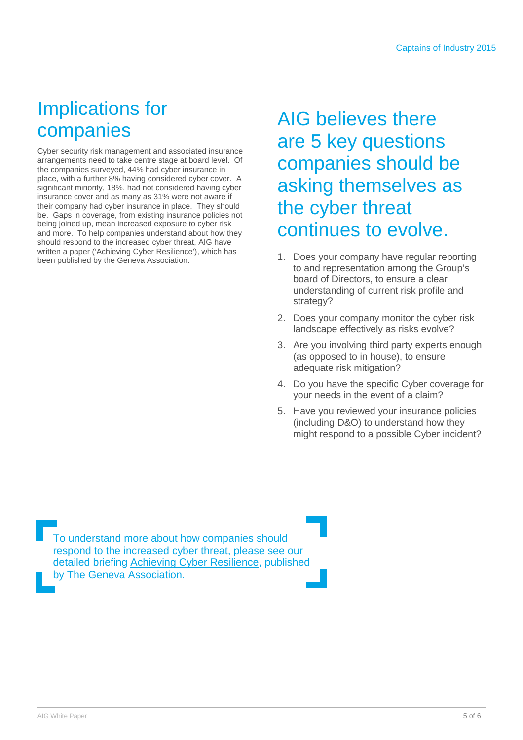# Implications for companies

Cyber security risk management and associated insurance arrangements need to take centre stage at board level. Of the companies surveyed, 44% had cyber insurance in place, with a further 8% having considered cyber cover. A significant minority, 18%, had not considered having cyber insurance cover and as many as 31% were not aware if their company had cyber insurance in place. They should be. Gaps in coverage, from existing insurance policies not being joined up, mean increased exposure to cyber risk and more. To help companies understand about how they should respond to the increased cyber threat, AIG have written a paper ('Achieving Cyber Resilience'), which has been published by the Geneva Association.

## AIG believes there are 5 key questions companies should be asking themselves as the cyber threat continues to evolve.

1. Does your company have regular reporting to and representation among the Group's board of Directors, to ensure a clear understanding of current risk profile and strategy?
2. Does your company monitor the cyber risk landscape effectively as risks evolve?
3. Are you involving third party experts enough (as opposed to in house), to ensure adequate risk mitigation?
4. Do you have the specific Cyber coverage for your needs in the event of a claim?
5. Have you reviewed your insurance policies (including D&O) to understand how they might respond to a possible Cyber incident?

To understand more about how companies should respond to the increased cyber threat, please see our detailed briefing Achieving Cyber Resilience, published by The Geneva Association.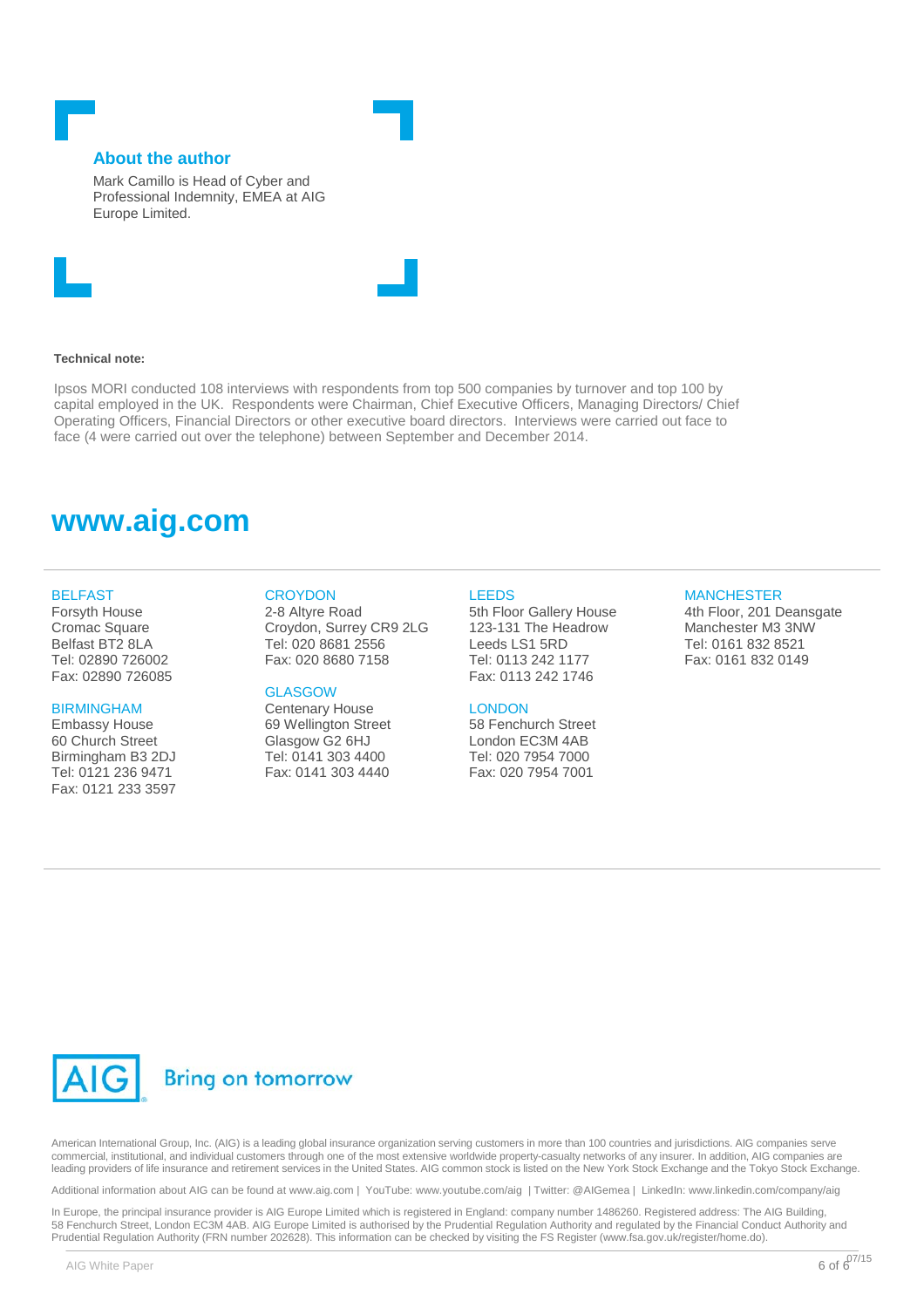## About the author

Mark Camillo is Head of Cyber and Professional Indemnity, EMEA at AIG Europe Limited.

**Technical note:**

Ipsos MORI conducted 108 interviews with respondents from top 500 companies by turnover and top 100 by capital employed in the UK. Respondents were Chairman, Chief Executive Officers, Managing Directors/ Chief Operating Officers, Financial Directors or other executive board directors. Interviews were carried out face to face (4 were carried out over the telephone) between September and December 2014.

# www.aig.com

BELFAST
Forsyth House
Cromac Square
Belfast BT2 8LA
Tel: 02890 726002
Fax: 02890 726085

BIRMINGHAM
Embassy House
60 Church Street
Birmingham B3 2DJ
Tel: 0121 236 9471
Fax: 0121 233 3597

CROYDON
2-8 Altyre Road
Croydon, Surrey CR9 2LG
Tel: 020 8681 2556
Fax: 020 8680 7158

GLASGOW
Centenary House
69 Wellington Street
Glasgow G2 6HJ
Tel: 0141 303 4400
Fax: 0141 303 4440

LEEDS
5th Floor Gallery House
123-131 The Headrow
Leeds LS1 5RD
Tel: 0113 242 1177
Fax: 0113 242 1746

LONDON
58 Fenchurch Street
London EC3M 4AB
Tel: 020 7954 7000
Fax: 020 7954 7001

MANCHESTER
4th Floor, 201 Deansgate
Manchester M3 3NW
Tel: 0161 832 8521
Fax: 0161 832 0149

AIG Bring on tomorrow

American International Group, Inc. (AIG) is a leading global insurance organization serving customers in more than 100 countries and jurisdictions. AIG companies serve commercial, institutional, and individual customers through one of the most extensive worldwide property-casualty networks of any insurer. In addition, AIG companies are leading providers of life insurance and retirement services in the United States. AIG common stock is listed on the New York Stock Exchange and the Tokyo Stock Exchange.

Additional information about AIG can be found at www.aig.com | YouTube: www.youtube.com/aig | Twitter: @AIGemea | LinkedIn: www.linkedin.com/company/aig

In Europe, the principal insurance provider is AIG Europe Limited which is registered in England: company number 1486260. Registered address: The AIG Building, 58 Fenchurch Street, London EC3M 4AB. AIG Europe Limited is authorised by the Prudential Regulation Authority and regulated by the Financial Conduct Authority and Prudential Regulation Authority (FRN number 202628). This information can be checked by visiting the FS Register (www.fsa.gov.uk/register/home.do).

07/15